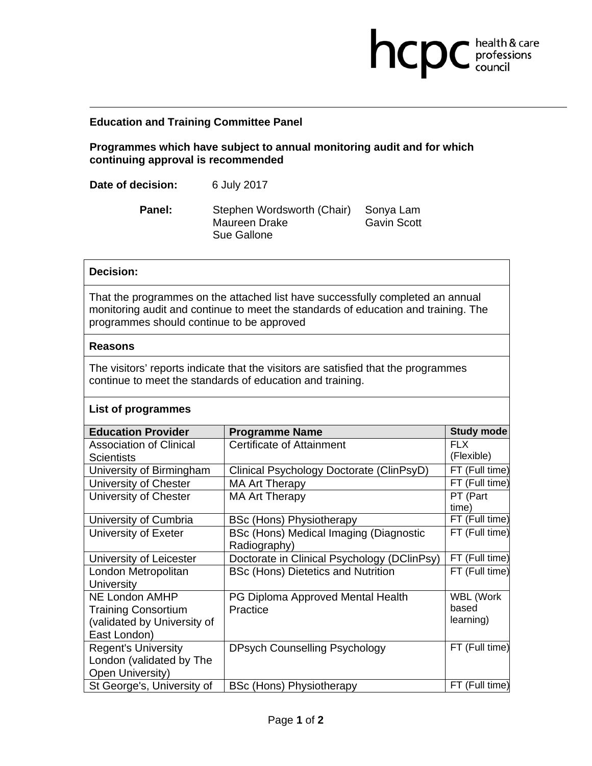**Education and Training Committee Panel**

**Programmes which have subject to annual monitoring audit and for which continuing approval is recommended**

**Date of decision:** 6 July 2017

**Panel:** Stephen Wordsworth (Chair), Maureen Drake, Sue Gallone, Sonya Lam, Gavin Scott

**Decision:**

That the programmes on the attached list have successfully completed an annual monitoring audit and continue to meet the standards of education and training. The programmes should continue to be approved

**Reasons**

The visitors' reports indicate that the visitors are satisfied that the programmes continue to meet the standards of education and training.

**List of programmes**

| Education Provider | Programme Name | Study mode |
|---|---|---|
| Association of Clinical Scientists | Certificate of Attainment | FLX (Flexible) |
| University of Birmingham | Clinical Psychology Doctorate (ClinPsyD) | FT (Full time) |
| University of Chester | MA Art Therapy | FT (Full time) |
| University of Chester | MA Art Therapy | PT (Part time) |
| University of Cumbria | BSc (Hons) Physiotherapy | FT (Full time) |
| University of Exeter | BSc (Hons) Medical Imaging (Diagnostic Radiography) | FT (Full time) |
| University of Leicester | Doctorate in Clinical Psychology (DClinPsy) | FT (Full time) |
| London Metropolitan University | BSc (Hons) Dietetics and Nutrition | FT (Full time) |
| NE London AMHP Training Consortium (validated by University of East London) | PG Diploma Approved Mental Health Practice | WBL (Work based learning) |
| Regent's University London (validated by The Open University) | DPsych Counselling Psychology | FT (Full time) |
| St George's, University of | BSc (Hons) Physiotherapy | FT (Full time) |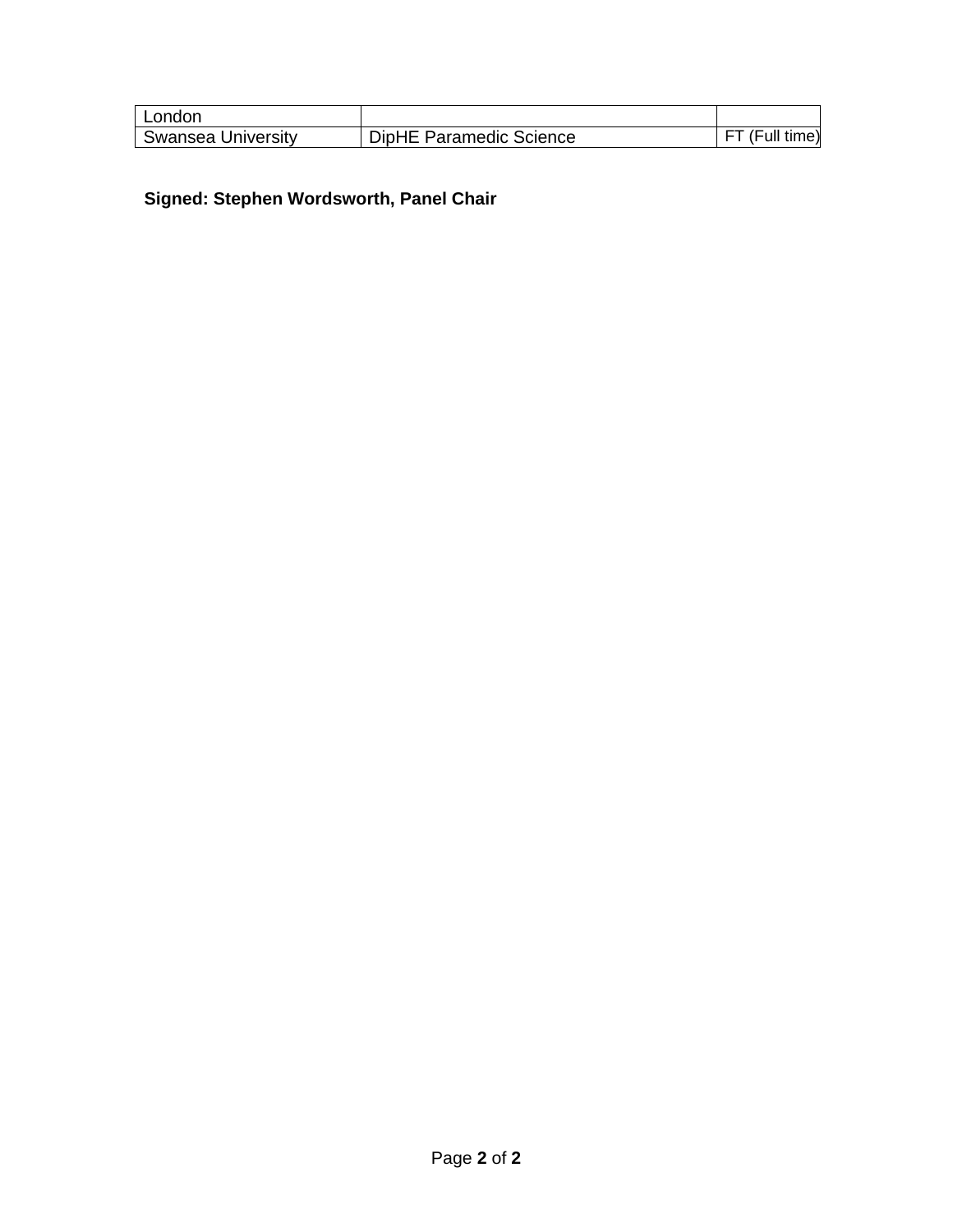| | | |
|---|---|---|
| London | | |
| Swansea University | DipHE Paramedic Science | FT (Full time) |

**Signed: Stephen Wordsworth, Panel Chair**